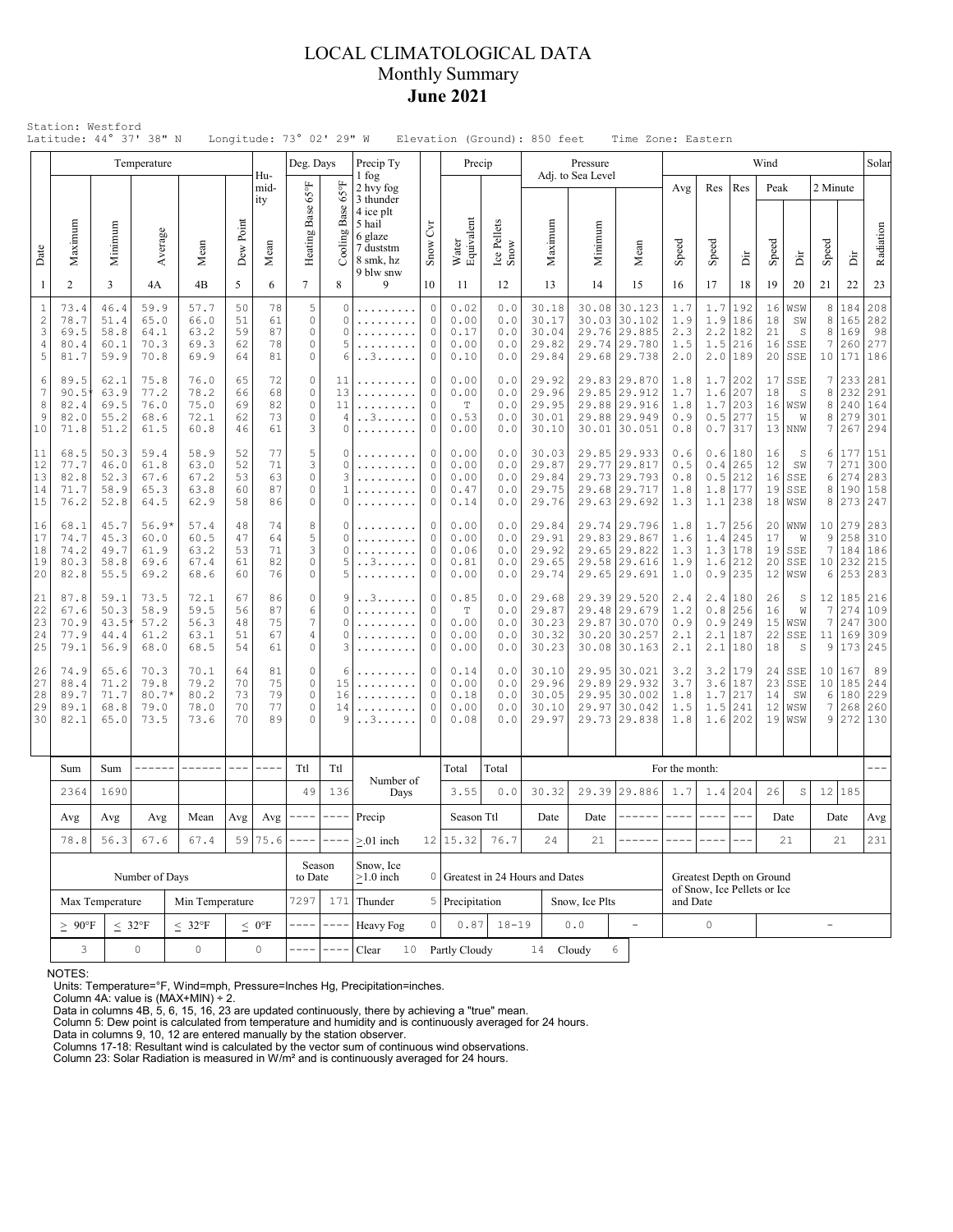# LOCAL CLIMATOLOGICAL DATA
## Monthly Summary
## June 2021

Station: Westford
Latitude: 44° 37' 38" N Longitude: 73° 02' 29" W Elevation (Ground): 850 feet Time Zone: Eastern

| Date | Temperature Maximum | Temperature Minimum | Temperature Average | Temperature Mean | Dew Point | Humidity Mean | Deg. Days Heating Base 65°F | Deg. Days Cooling Base 65°F | Precip Ty (1 fog, 2 hvy fog, 3 thunder, 4 ice plt, 5 hail, 6 glaze, 7 duststm, 8 smk, hz, 9 blw snw) | Snow Cvr | Precip Water Equivalent | Precip Ice Pellets Snow | Pressure Adj. to Sea Level Maximum | Pressure Minimum | Pressure Mean | Wind Avg Speed | Wind Res Speed | Wind Res Dir | Wind Peak Speed | Wind Peak Dir | Wind 2 Minute Speed | Wind 2 Minute Dir | Solar Radiation |
|---|---|---|---|---|---|---|---|---|---|---|---|---|---|---|---|---|---|---|---|---|---|---|---|
| 1 | 2 | 3 | 4A | 4B | 5 | 6 | 7 | 8 | 9 | 10 | 11 | 12 | 13 | 14 | 15 | 16 | 17 | 18 | 19 | 20 | 21 | 22 | 23 |
| 1 | 73.4 | 46.4 | 59.9 | 57.7 | 50 | 78 | 5 | 0 | ......... | 0 | 0.02 | 0.0 | 30.18 | 30.08 | 30.123 | 1.7 | 1.7 | 192 | 16 | WSW | 8 | 184 | 208 |
| 2 | 78.7 | 51.4 | 65.0 | 66.0 | 51 | 61 | 0 | 0 | ......... | 0 | 0.00 | 0.0 | 30.17 | 30.03 | 30.102 | 1.9 | 1.9 | 186 | 18 | SW | 8 | 165 | 282 |
| 3 | 69.5 | 58.8 | 64.1 | 63.2 | 59 | 87 | 0 | 0 | ......... | 0 | 0.17 | 0.0 | 30.04 | 29.76 | 29.885 | 2.3 | 2.2 | 182 | 21 | S | 8 | 169 | 98 |
| 4 | 80.4 | 60.1 | 70.3 | 69.3 | 62 | 78 | 0 | 5 | ......... | 0 | 0.00 | 0.0 | 29.82 | 29.74 | 29.780 | 1.5 | 1.5 | 216 | 16 | SSE | 7 | 260 | 277 |
| 5 | 81.7 | 59.9 | 70.8 | 69.9 | 64 | 81 | 0 | 6 | ..3...... | 0 | 0.10 | 0.0 | 29.84 | 29.68 | 29.738 | 2.0 | 2.0 | 189 | 20 | SSE | 10 | 171 | 186 |
| 6 | 89.5 | 62.1 | 75.8 | 76.0 | 65 | 72 | 0 | 11 | ......... | 0 | 0.00 | 0.0 | 29.92 | 29.83 | 29.870 | 1.8 | 1.7 | 202 | 17 | SSE | 7 | 233 | 281 |
| 7 | 90.5* | 63.9 | 77.2 | 78.2 | 66 | 68 | 0 | 13 | ......... | 0 | 0.00 | 0.0 | 29.96 | 29.85 | 29.912 | 1.7 | 1.6 | 207 | 18 | S | 8 | 232 | 291 |
| 8 | 82.4 | 69.5 | 76.0 | 75.0 | 69 | 82 | 0 | 11 | ......... | 0 | T | 0.0 | 29.95 | 29.88 | 29.916 | 1.8 | 1.7 | 203 | 16 | WSW | 8 | 240 | 164 |
| 9 | 82.0 | 55.2 | 68.6 | 72.1 | 62 | 73 | 0 | 4 | ..3...... | 0 | 0.53 | 0.0 | 30.01 | 29.88 | 29.949 | 0.9 | 0.5 | 277 | 15 | W | 8 | 279 | 301 |
| 10 | 71.8 | 51.2 | 61.5 | 60.8 | 46 | 61 | 3 | 0 | ......... | 0 | 0.00 | 0.0 | 30.10 | 30.01 | 30.051 | 0.8 | 0.7 | 317 | 13 | NNW | 7 | 267 | 294 |
| 11 | 68.5 | 50.3 | 59.4 | 58.9 | 52 | 77 | 5 | 0 | ......... | 0 | 0.00 | 0.0 | 30.03 | 29.85 | 29.933 | 0.6 | 0.6 | 180 | 16 | S | 6 | 177 | 151 |
| 12 | 77.7 | 46.0 | 61.8 | 63.0 | 52 | 71 | 3 | 0 | ......... | 0 | 0.00 | 0.0 | 29.87 | 29.77 | 29.817 | 0.5 | 0.4 | 265 | 12 | SW | 7 | 271 | 300 |
| 13 | 82.8 | 52.3 | 67.6 | 67.2 | 53 | 63 | 0 | 3 | ......... | 0 | 0.00 | 0.0 | 29.84 | 29.73 | 29.793 | 0.8 | 0.5 | 212 | 16 | SSE | 6 | 274 | 283 |
| 14 | 71.7 | 58.9 | 65.3 | 63.8 | 60 | 87 | 0 | 1 | ......... | 0 | 0.47 | 0.0 | 29.75 | 29.68 | 29.717 | 1.8 | 1.8 | 177 | 19 | SSE | 8 | 190 | 158 |
| 15 | 76.2 | 52.8 | 64.5 | 62.9 | 58 | 86 | 0 | 0 | ......... | 0 | 0.14 | 0.0 | 29.76 | 29.63 | 29.692 | 1.3 | 1.1 | 238 | 18 | WSW | 8 | 273 | 247 |
| 16 | 68.1 | 45.7 | 56.9* | 57.4 | 48 | 74 | 8 | 0 | ......... | 0 | 0.00 | 0.0 | 29.84 | 29.74 | 29.796 | 1.8 | 1.7 | 256 | 20 | WNW | 10 | 279 | 283 |
| 17 | 74.7 | 45.3 | 60.0 | 60.5 | 47 | 64 | 5 | 0 | ......... | 0 | 0.00 | 0.0 | 29.91 | 29.83 | 29.867 | 1.6 | 1.4 | 245 | 17 | W | 9 | 258 | 310 |
| 18 | 74.2 | 49.7 | 61.9 | 63.2 | 53 | 71 | 3 | 0 | ......... | 0 | 0.06 | 0.0 | 29.92 | 29.65 | 29.822 | 1.3 | 1.3 | 178 | 19 | SSE | 7 | 184 | 186 |
| 19 | 80.3 | 58.8 | 69.6 | 67.4 | 61 | 82 | 0 | 5 | ..3...... | 0 | 0.81 | 0.0 | 29.65 | 29.58 | 29.616 | 1.9 | 1.6 | 212 | 20 | SSE | 10 | 232 | 215 |
| 20 | 82.8 | 55.5 | 69.2 | 68.6 | 60 | 76 | 0 | 5 | ......... | 0 | 0.00 | 0.0 | 29.74 | 29.65 | 29.691 | 1.0 | 0.9 | 235 | 12 | WSW | 6 | 253 | 283 |
| 21 | 87.8 | 59.1 | 73.5 | 72.1 | 67 | 86 | 0 | 9 | ..3...... | 0 | 0.85 | 0.0 | 29.68 | 29.39 | 29.520 | 2.4 | 2.4 | 180 | 26 | S | 12 | 185 | 216 |
| 22 | 67.6 | 50.3 | 58.9 | 59.5 | 56 | 87 | 6 | 0 | ......... | 0 | T | 0.0 | 29.87 | 29.48 | 29.679 | 1.2 | 0.8 | 256 | 16 | W | 7 | 274 | 109 |
| 23 | 70.9 | 43.5* | 57.2 | 56.3 | 48 | 75 | 7 | 0 | ......... | 0 | 0.00 | 0.0 | 30.23 | 29.87 | 30.070 | 0.9 | 0.9 | 249 | 15 | WSW | 7 | 247 | 300 |
| 24 | 77.9 | 44.4 | 61.2 | 63.1 | 51 | 67 | 4 | 0 | ......... | 0 | 0.00 | 0.0 | 30.32 | 30.20 | 30.257 | 2.1 | 2.1 | 187 | 22 | SSE | 11 | 169 | 309 |
| 25 | 79.1 | 56.9 | 68.0 | 68.5 | 54 | 61 | 0 | 3 | ......... | 0 | 0.00 | 0.0 | 30.23 | 30.08 | 30.163 | 2.1 | 2.1 | 180 | 18 | S | 9 | 173 | 245 |
| 26 | 74.9 | 65.6 | 70.3 | 70.1 | 64 | 81 | 0 | 6 | ......... | 0 | 0.14 | 0.0 | 30.10 | 29.95 | 30.021 | 3.2 | 3.2 | 179 | 24 | SSE | 10 | 167 | 89 |
| 27 | 88.4 | 71.2 | 79.8 | 79.2 | 70 | 75 | 0 | 15 | ......... | 0 | 0.00 | 0.0 | 29.96 | 29.89 | 29.932 | 3.7 | 3.6 | 187 | 23 | SSE | 10 | 185 | 244 |
| 28 | 89.7 | 71.7 | 80.7* | 80.2 | 73 | 79 | 0 | 16 | ......... | 0 | 0.18 | 0.0 | 30.05 | 29.95 | 30.002 | 1.8 | 1.7 | 217 | 14 | SW | 6 | 180 | 229 |
| 29 | 89.1 | 68.8 | 79.0 | 78.0 | 70 | 77 | 0 | 14 | ......... | 0 | 0.00 | 0.0 | 30.10 | 29.97 | 30.042 | 1.5 | 1.5 | 241 | 12 | WSW | 7 | 268 | 260 |
| 30 | 82.1 | 65.0 | 73.5 | 73.6 | 70 | 89 | 0 | 9 | ..3...... | 0 | 0.08 | 0.0 | 29.97 | 29.73 | 29.838 | 1.8 | 1.6 | 202 | 19 | WSW | 9 | 272 | 130 |

| Sum | Sum | ------ | ------ | --- | ---- | Ttl | Ttl | Number of Days | | Total | Total | For the month: | | | | | | | | | | | --- |
|---|---|---|---|---|---|---|---|---|---|---|---|---|---|---|---|---|---|---|---|---|---|---|---|
| 2364 | 1690 | | | | | 49 | 136 | | | 3.55 | 0.0 | 30.32 | 29.39 | 29.886 | 1.7 | 1.4 | 204 | 26 | S | 12 | 185 | | |
| Avg | Avg | Avg | Mean | Avg | Avg | ---- | ---- | Precip | | Season Ttl | | Date | Date | ------ | ---- | ---- | --- | Date | | Date | | Avg | |
| 78.8 | 56.3 | 67.6 | 67.4 | 59 | 75.6 | ---- | ---- | ≥.01 inch | 12 | 15.32 | 76.7 | 24 | 21 | ------ | ---- | ---- | --- | 21 | | 21 | | 231 | |

| Number of Days | | | | Season to Date | | Snow, Ice ≥1.0 inch | 0 | Greatest in 24 Hours and Dates | | | | Greatest Depth on Ground of Snow, Ice Pellets or Ice and Date | |
|---|---|---|---|---|---|---|---|---|---|---|---|---|---|
| Max Temperature | | Min Temperature | | 7297 | 171 | Thunder | 5 | Precipitation | | Snow, Ice Plts | | | |
| ≥ 90°F | ≤ 32°F | ≤ 32°F | ≤ 0°F | ---- | ---- | Heavy Fog | 0 | 0.87 | 18-19 | 0.0 | - | 0 | - |
| 3 | 0 | 0 | 0 | ---- | ---- | Clear | 10 | Partly Cloudy | 14 | Cloudy | 6 | | |

NOTES:
Units: Temperature=°F, Wind=mph, Pressure=Inches Hg, Precipitation=inches.
Column 4A: value is (MAX+MIN) ÷ 2.
Data in columns 4B, 5, 6, 15, 16, 23 are updated continuously, there by achieving a "true" mean.
Column 5: Dew point is calculated from temperature and humidity and is continuously averaged for 24 hours.
Data in columns 9, 10, 12 are entered manually by the station observer.
Columns 17-18: Resultant wind is calculated by the vector sum of continuous wind observations.
Column 23: Solar Radiation is measured in W/m² and is continuously averaged for 24 hours.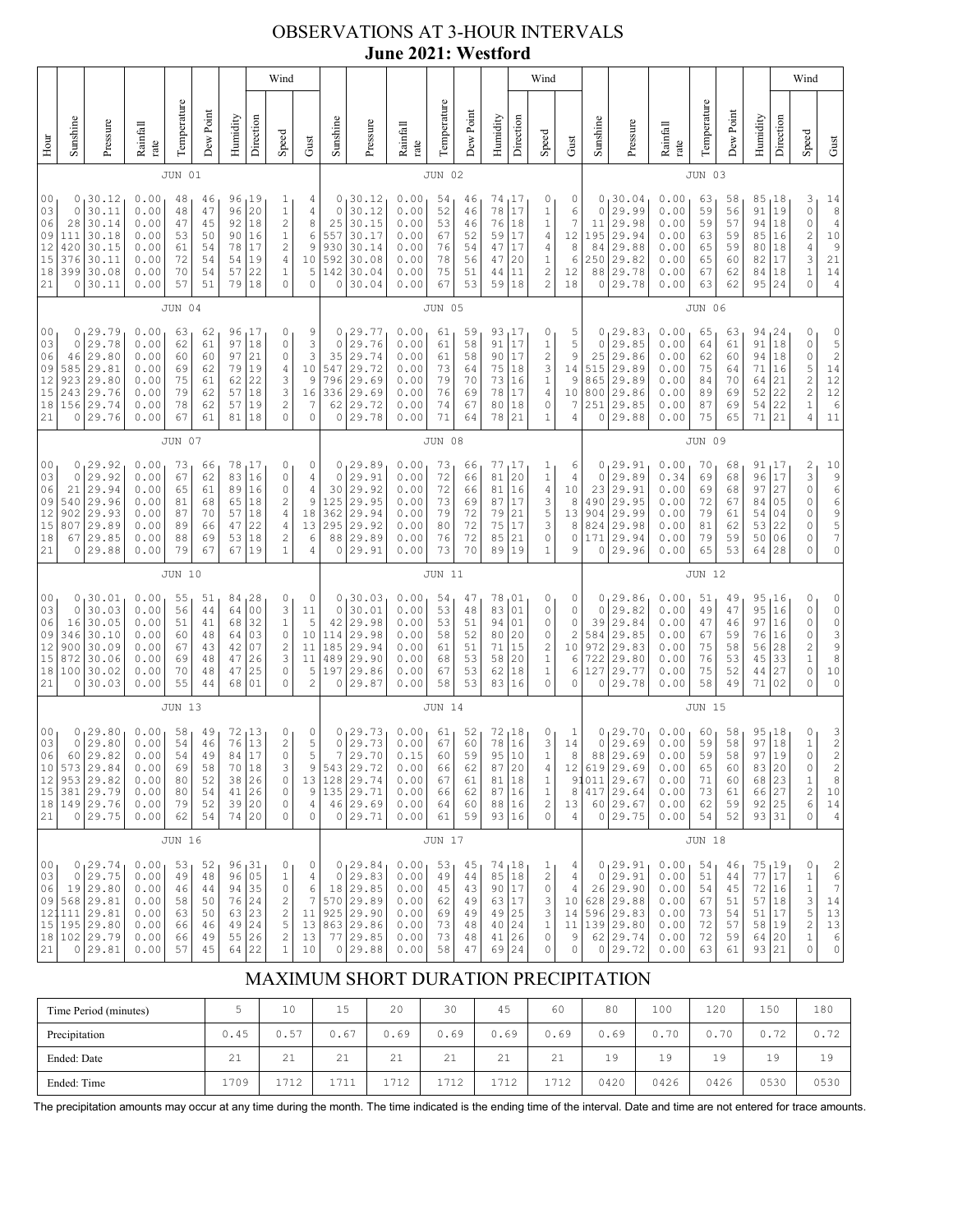# OBSERVATIONS AT 3-HOUR INTERVALS
## June 2021: Westford

### JUN 01

| Hour | Sunshine | Pressure | Rainfall rate | Temperature | Dew Point | Humidity | Wind Direction | Wind Speed | Gust |
|---|---|---|---|---|---|---|---|---|---|
| 00 | 0 | 30.12 | 0.00 | 48 | 46 | 96 | 19 | 1 | 4 |
| 03 | 0 | 30.11 | 0.00 | 48 | 47 | 96 | 20 | 1 | 4 |
| 06 | 28 | 30.14 | 0.00 | 47 | 45 | 92 | 18 | 2 | 8 |
| 09 | 111 | 30.18 | 0.00 | 53 | 50 | 90 | 16 | 1 | 6 |
| 12 | 420 | 30.15 | 0.00 | 61 | 54 | 78 | 17 | 2 | 9 |
| 15 | 376 | 30.11 | 0.00 | 72 | 54 | 54 | 19 | 4 | 10 |
| 18 | 399 | 30.08 | 0.00 | 70 | 54 | 57 | 22 | 1 | 5 |
| 21 | 0 | 30.11 | 0.00 | 57 | 51 | 79 | 18 | 0 | 0 |

### JUN 02

| Hour | Sunshine | Pressure | Rainfall rate | Temperature | Dew Point | Humidity | Wind Direction | Wind Speed | Gust |
|---|---|---|---|---|---|---|---|---|---|
| 00 | 0 | 30.12 | 0.00 | 54 | 46 | 74 | 17 | 0 | 0 |
| 03 | 0 | 30.12 | 0.00 | 52 | 46 | 78 | 17 | 1 | 6 |
| 06 | 25 | 30.15 | 0.00 | 53 | 46 | 76 | 18 | 1 | 7 |
| 09 | 557 | 30.17 | 0.00 | 67 | 52 | 59 | 17 | 4 | 12 |
| 12 | 930 | 30.14 | 0.00 | 76 | 54 | 47 | 17 | 4 | 8 |
| 15 | 592 | 30.08 | 0.00 | 78 | 56 | 47 | 20 | 1 | 6 |
| 18 | 142 | 30.04 | 0.00 | 75 | 51 | 44 | 11 | 2 | 12 |
| 21 | 0 | 30.04 | 0.00 | 67 | 53 | 59 | 18 | 2 | 18 |

### JUN 03

| Hour | Sunshine | Pressure | Rainfall rate | Temperature | Dew Point | Humidity | Wind Direction | Wind Speed | Gust |
|---|---|---|---|---|---|---|---|---|---|
| 00 | 0 | 30.04 | 0.00 | 63 | 58 | 85 | 18 | 3 | 14 |
| 03 | 0 | 29.99 | 0.00 | 59 | 56 | 91 | 19 | 0 | 8 |
| 06 | 11 | 29.98 | 0.00 | 59 | 57 | 94 | 18 | 0 | 4 |
| 09 | 195 | 29.94 | 0.00 | 63 | 59 | 85 | 16 | 2 | 10 |
| 12 | 84 | 29.88 | 0.00 | 65 | 59 | 80 | 18 | 4 | 9 |
| 15 | 250 | 29.82 | 0.00 | 65 | 60 | 82 | 17 | 3 | 21 |
| 18 | 88 | 29.78 | 0.00 | 67 | 62 | 84 | 18 | 1 | 14 |
| 21 | 0 | 29.78 | 0.00 | 63 | 62 | 95 | 24 | 0 | 4 |

### JUN 04

| Hour | Sunshine | Pressure | Rainfall rate | Temperature | Dew Point | Humidity | Wind Direction | Wind Speed | Gust |
|---|---|---|---|---|---|---|---|---|---|
| 00 | 0 | 29.79 | 0.00 | 63 | 62 | 96 | 17 | 0 | 9 |
| 03 | 0 | 29.78 | 0.00 | 62 | 61 | 97 | 18 | 0 | 3 |
| 06 | 46 | 29.80 | 0.00 | 60 | 60 | 97 | 21 | 0 | 3 |
| 09 | 585 | 29.81 | 0.00 | 69 | 62 | 79 | 19 | 4 | 10 |
| 12 | 923 | 29.80 | 0.00 | 75 | 61 | 62 | 22 | 3 | 9 |
| 15 | 243 | 29.76 | 0.00 | 79 | 62 | 57 | 18 | 3 | 16 |
| 18 | 156 | 29.74 | 0.00 | 78 | 62 | 57 | 19 | 2 | 7 |
| 21 | 0 | 29.76 | 0.00 | 67 | 61 | 81 | 18 | 0 | 0 |

### JUN 05

| Hour | Sunshine | Pressure | Rainfall rate | Temperature | Dew Point | Humidity | Wind Direction | Wind Speed | Gust |
|---|---|---|---|---|---|---|---|---|---|
| 00 | 0 | 29.77 | 0.00 | 61 | 59 | 93 | 17 | 0 | 5 |
| 03 | 0 | 29.76 | 0.00 | 61 | 58 | 91 | 17 | 1 | 5 |
| 06 | 35 | 29.74 | 0.00 | 61 | 58 | 90 | 17 | 2 | 9 |
| 09 | 547 | 29.72 | 0.00 | 73 | 64 | 75 | 18 | 3 | 14 |
| 12 | 796 | 29.69 | 0.00 | 79 | 70 | 73 | 16 | 1 | 9 |
| 15 | 336 | 29.69 | 0.00 | 76 | 69 | 78 | 17 | 4 | 10 |
| 18 | 62 | 29.72 | 0.00 | 74 | 67 | 80 | 18 | 0 | 7 |
| 21 | 0 | 29.78 | 0.00 | 71 | 64 | 78 | 21 | 1 | 4 |

### JUN 06

| Hour | Sunshine | Pressure | Rainfall rate | Temperature | Dew Point | Humidity | Wind Direction | Wind Speed | Gust |
|---|---|---|---|---|---|---|---|---|---|
| 00 | 0 | 29.83 | 0.00 | 65 | 63 | 94 | 24 | 0 | 0 |
| 03 | 0 | 29.85 | 0.00 | 64 | 61 | 91 | 18 | 0 | 5 |
| 06 | 25 | 29.86 | 0.00 | 62 | 60 | 94 | 18 | 0 | 2 |
| 09 | 515 | 29.89 | 0.00 | 75 | 64 | 71 | 16 | 5 | 14 |
| 12 | 865 | 29.89 | 0.00 | 84 | 70 | 64 | 21 | 2 | 12 |
| 15 | 800 | 29.86 | 0.00 | 89 | 69 | 52 | 22 | 2 | 12 |
| 18 | 251 | 29.85 | 0.00 | 87 | 69 | 54 | 22 | 1 | 6 |
| 21 | 0 | 29.88 | 0.00 | 75 | 65 | 71 | 21 | 4 | 11 |

### JUN 07

| Hour | Sunshine | Pressure | Rainfall rate | Temperature | Dew Point | Humidity | Wind Direction | Wind Speed | Gust |
|---|---|---|---|---|---|---|---|---|---|
| 00 | 0 | 29.92 | 0.00 | 73 | 66 | 78 | 17 | 0 | 0 |
| 03 | 0 | 29.92 | 0.00 | 67 | 62 | 83 | 16 | 0 | 4 |
| 06 | 21 | 29.94 | 0.00 | 65 | 61 | 89 | 16 | 0 | 4 |
| 09 | 540 | 29.96 | 0.00 | 81 | 68 | 65 | 18 | 2 | 9 |
| 12 | 902 | 29.93 | 0.00 | 87 | 70 | 57 | 18 | 4 | 18 |
| 15 | 807 | 29.89 | 0.00 | 89 | 66 | 47 | 22 | 4 | 13 |
| 18 | 67 | 29.85 | 0.00 | 88 | 69 | 53 | 18 | 2 | 6 |
| 21 | 0 | 29.88 | 0.00 | 79 | 67 | 67 | 19 | 1 | 4 |

### JUN 08

| Hour | Sunshine | Pressure | Rainfall rate | Temperature | Dew Point | Humidity | Wind Direction | Wind Speed | Gust |
|---|---|---|---|---|---|---|---|---|---|
| 00 | 0 | 29.89 | 0.00 | 73 | 66 | 77 | 17 | 1 | 6 |
| 03 | 0 | 29.91 | 0.00 | 72 | 66 | 81 | 20 | 1 | 4 |
| 06 | 30 | 29.92 | 0.00 | 72 | 66 | 81 | 16 | 4 | 10 |
| 09 | 125 | 29.95 | 0.00 | 73 | 69 | 87 | 17 | 3 | 8 |
| 12 | 362 | 29.94 | 0.00 | 79 | 72 | 79 | 21 | 5 | 13 |
| 15 | 295 | 29.92 | 0.00 | 80 | 72 | 75 | 17 | 3 | 8 |
| 18 | 88 | 29.89 | 0.00 | 76 | 72 | 85 | 21 | 0 | 0 |
| 21 | 0 | 29.91 | 0.00 | 73 | 70 | 89 | 19 | 1 | 9 |

### JUN 09

| Hour | Sunshine | Pressure | Rainfall rate | Temperature | Dew Point | Humidity | Wind Direction | Wind Speed | Gust |
|---|---|---|---|---|---|---|---|---|---|
| 00 | 0 | 29.91 | 0.00 | 70 | 68 | 91 | 17 | 2 | 10 |
| 03 | 0 | 29.89 | 0.34 | 69 | 68 | 96 | 17 | 3 | 9 |
| 06 | 23 | 29.91 | 0.00 | 69 | 68 | 97 | 27 | 0 | 6 |
| 09 | 490 | 29.95 | 0.00 | 72 | 67 | 84 | 05 | 0 | 6 |
| 12 | 904 | 29.99 | 0.00 | 79 | 61 | 54 | 04 | 0 | 9 |
| 15 | 824 | 29.98 | 0.00 | 81 | 62 | 53 | 22 | 0 | 5 |
| 18 | 171 | 29.94 | 0.00 | 79 | 59 | 50 | 06 | 0 | 7 |
| 21 | 0 | 29.96 | 0.00 | 65 | 53 | 64 | 28 | 0 | 0 |

### JUN 10

| Hour | Sunshine | Pressure | Rainfall rate | Temperature | Dew Point | Humidity | Wind Direction | Wind Speed | Gust |
|---|---|---|---|---|---|---|---|---|---|
| 00 | 0 | 30.01 | 0.00 | 55 | 51 | 84 | 28 | 0 | 0 |
| 03 | 0 | 30.03 | 0.00 | 56 | 44 | 64 | 00 | 3 | 11 |
| 06 | 16 | 30.05 | 0.00 | 51 | 41 | 68 | 32 | 1 | 5 |
| 09 | 346 | 30.10 | 0.00 | 60 | 48 | 64 | 03 | 0 | 10 |
| 12 | 900 | 30.09 | 0.00 | 67 | 43 | 42 | 07 | 2 | 11 |
| 15 | 872 | 30.06 | 0.00 | 69 | 48 | 47 | 26 | 3 | 11 |
| 18 | 100 | 30.02 | 0.00 | 70 | 48 | 47 | 25 | 0 | 5 |
| 21 | 0 | 30.03 | 0.00 | 55 | 44 | 68 | 01 | 0 | 2 |

### JUN 11

| Hour | Sunshine | Pressure | Rainfall rate | Temperature | Dew Point | Humidity | Wind Direction | Wind Speed | Gust |
|---|---|---|---|---|---|---|---|---|---|
| 00 | 0 | 30.03 | 0.00 | 54 | 47 | 78 | 01 | 0 | 0 |
| 03 | 0 | 30.01 | 0.00 | 53 | 48 | 83 | 01 | 0 | 0 |
| 06 | 42 | 29.98 | 0.00 | 53 | 51 | 94 | 01 | 0 | 0 |
| 09 | 114 | 29.98 | 0.00 | 58 | 52 | 80 | 20 | 0 | 2 |
| 12 | 185 | 29.94 | 0.00 | 61 | 51 | 71 | 15 | 2 | 10 |
| 15 | 489 | 29.90 | 0.00 | 68 | 53 | 58 | 20 | 1 | 6 |
| 18 | 197 | 29.86 | 0.00 | 67 | 53 | 62 | 18 | 1 | 6 |
| 21 | 0 | 29.87 | 0.00 | 58 | 53 | 83 | 16 | 0 | 0 |

### JUN 12

| Hour | Sunshine | Pressure | Rainfall rate | Temperature | Dew Point | Humidity | Wind Direction | Wind Speed | Gust |
|---|---|---|---|---|---|---|---|---|---|
| 00 | 0 | 29.86 | 0.00 | 51 | 49 | 95 | 16 | 0 | 0 |
| 03 | 0 | 29.82 | 0.00 | 49 | 47 | 95 | 16 | 0 | 0 |
| 06 | 39 | 29.84 | 0.00 | 47 | 46 | 97 | 16 | 0 | 0 |
| 09 | 584 | 29.85 | 0.00 | 67 | 59 | 76 | 16 | 0 | 3 |
| 12 | 972 | 29.83 | 0.00 | 75 | 58 | 56 | 28 | 2 | 9 |
| 15 | 722 | 29.80 | 0.00 | 76 | 53 | 45 | 33 | 1 | 8 |
| 18 | 127 | 29.77 | 0.00 | 75 | 52 | 44 | 27 | 0 | 10 |
| 21 | 0 | 29.78 | 0.00 | 58 | 49 | 71 | 02 | 0 | 0 |

### JUN 13

| Hour | Sunshine | Pressure | Rainfall rate | Temperature | Dew Point | Humidity | Wind Direction | Wind Speed | Gust |
|---|---|---|---|---|---|---|---|---|---|
| 00 | 0 | 29.80 | 0.00 | 58 | 49 | 72 | 13 | 0 | 0 |
| 03 | 0 | 29.80 | 0.00 | 54 | 46 | 76 | 13 | 2 | 5 |
| 06 | 60 | 29.82 | 0.00 | 54 | 49 | 84 | 17 | 0 | 5 |
| 10 | 573 | 29.84 | 0.00 | 69 | 58 | 70 | 18 | 3 | 9 |
| 12 | 953 | 29.82 | 0.00 | 80 | 52 | 38 | 26 | 0 | 13 |
| 15 | 381 | 29.79 | 0.00 | 80 | 54 | 41 | 26 | 0 | 9 |
| 18 | 149 | 29.76 | 0.00 | 79 | 52 | 39 | 20 | 0 | 4 |
| 21 | 0 | 29.75 | 0.00 | 62 | 54 | 74 | 20 | 0 | 0 |

### JUN 14

| Hour | Sunshine | Pressure | Rainfall rate | Temperature | Dew Point | Humidity | Wind Direction | Wind Speed | Gust |
|---|---|---|---|---|---|---|---|---|---|
| 00 | 0 | 29.73 | 0.00 | 61 | 52 | 72 | 18 | 0 | 1 |
| 03 | 0 | 29.73 | 0.00 | 67 | 60 | 78 | 16 | 3 | 14 |
| 06 | 7 | 29.70 | 0.15 | 60 | 59 | 95 | 10 | 1 | 8 |
| 10 | 543 | 29.72 | 0.00 | 66 | 62 | 87 | 20 | 4 | 12 |
| 12 | 128 | 29.74 | 0.00 | 67 | 61 | 81 | 18 | 1 | 9 |
| 15 | 135 | 29.71 | 0.00 | 66 | 62 | 87 | 16 | 1 | 8 |
| 18 | 46 | 29.69 | 0.00 | 64 | 60 | 88 | 16 | 2 | 13 |
| 21 | 0 | 29.71 | 0.00 | 61 | 59 | 93 | 16 | 0 | 4 |

### JUN 15

| Hour | Sunshine | Pressure | Rainfall rate | Temperature | Dew Point | Humidity | Wind Direction | Wind Speed | Gust |
|---|---|---|---|---|---|---|---|---|---|
| 00 | 0 | 29.70 | 0.00 | 60 | 58 | 95 | 18 | 0 | 3 |
| 03 | 0 | 29.69 | 0.00 | 59 | 58 | 97 | 18 | 1 | 2 |
| 06 | 88 | 29.69 | 0.00 | 59 | 58 | 97 | 19 | 0 | 2 |
| 10 | 619 | 29.69 | 0.00 | 65 | 60 | 83 | 20 | 0 | 2 |
| 12 | 1011 | 29.67 | 0.00 | 71 | 60 | 68 | 23 | 1 | 8 |
| 15 | 417 | 29.64 | 0.00 | 73 | 61 | 66 | 27 | 2 | 10 |
| 18 | 60 | 29.67 | 0.00 | 62 | 59 | 92 | 25 | 6 | 14 |
| 21 | 0 | 29.75 | 0.00 | 54 | 52 | 93 | 31 | 0 | 4 |

### JUN 16

| Hour | Sunshine | Pressure | Rainfall rate | Temperature | Dew Point | Humidity | Wind Direction | Wind Speed | Gust |
|---|---|---|---|---|---|---|---|---|---|
| 00 | 0 | 29.74 | 0.00 | 53 | 52 | 96 | 31 | 0 | 0 |
| 03 | 0 | 29.75 | 0.00 | 49 | 48 | 96 | 05 | 1 | 4 |
| 06 | 19 | 29.80 | 0.00 | 46 | 44 | 94 | 35 | 0 | 6 |
| 09 | 568 | 29.81 | 0.00 | 58 | 50 | 76 | 24 | 2 | 7 |
| 12 | 1111 | 29.81 | 0.00 | 63 | 50 | 63 | 23 | 2 | 11 |
| 15 | 195 | 29.80 | 0.00 | 66 | 46 | 49 | 24 | 5 | 13 |
| 18 | 102 | 29.79 | 0.00 | 66 | 49 | 55 | 26 | 2 | 13 |
| 21 | 0 | 29.81 | 0.00 | 57 | 45 | 64 | 22 | 1 | 10 |

### JUN 17

| Hour | Sunshine | Pressure | Rainfall rate | Temperature | Dew Point | Humidity | Wind Direction | Wind Speed | Gust |
|---|---|---|---|---|---|---|---|---|---|
| 00 | 0 | 29.84 | 0.00 | 53 | 45 | 74 | 18 | 1 | 4 |
| 03 | 0 | 29.83 | 0.00 | 49 | 44 | 85 | 18 | 2 | 4 |
| 06 | 18 | 29.85 | 0.00 | 45 | 43 | 90 | 17 | 0 | 4 |
| 09 | 570 | 29.89 | 0.00 | 62 | 49 | 63 | 17 | 3 | 10 |
| 12 | 925 | 29.90 | 0.00 | 69 | 49 | 49 | 25 | 3 | 14 |
| 15 | 863 | 29.86 | 0.00 | 73 | 48 | 40 | 24 | 1 | 11 |
| 18 | 77 | 29.85 | 0.00 | 73 | 48 | 41 | 26 | 0 | 9 |
| 21 | 0 | 29.88 | 0.00 | 58 | 47 | 69 | 24 | 0 | 0 |

### JUN 18

| Hour | Sunshine | Pressure | Rainfall rate | Temperature | Dew Point | Humidity | Wind Direction | Wind Speed | Gust |
|---|---|---|---|---|---|---|---|---|---|
| 00 | 0 | 29.91 | 0.00 | 54 | 46 | 75 | 19 | 0 | 2 |
| 03 | 0 | 29.91 | 0.00 | 51 | 44 | 77 | 17 | 1 | 6 |
| 06 | 26 | 29.90 | 0.00 | 54 | 45 | 72 | 16 | 1 | 7 |
| 09 | 628 | 29.88 | 0.00 | 67 | 51 | 57 | 18 | 3 | 14 |
| 12 | 596 | 29.83 | 0.00 | 73 | 54 | 51 | 17 | 5 | 13 |
| 15 | 139 | 29.80 | 0.00 | 72 | 57 | 58 | 19 | 2 | 13 |
| 18 | 62 | 29.74 | 0.00 | 72 | 59 | 64 | 20 | 1 | 6 |
| 21 | 0 | 29.72 | 0.00 | 63 | 61 | 93 | 21 | 0 | 0 |

## MAXIMUM SHORT DURATION PRECIPITATION

| Time Period (minutes) | 5 | 10 | 15 | 20 | 30 | 45 | 60 | 80 | 100 | 120 | 150 | 180 |
|---|---|---|---|---|---|---|---|---|---|---|---|---|
| Precipitation | 0.45 | 0.57 | 0.67 | 0.69 | 0.69 | 0.69 | 0.69 | 0.69 | 0.70 | 0.70 | 0.72 | 0.72 |
| Ended: Date | 21 | 21 | 21 | 21 | 21 | 21 | 21 | 19 | 19 | 19 | 19 | 19 |
| Ended: Time | 1709 | 1712 | 1711 | 1712 | 1712 | 1712 | 1712 | 0420 | 0426 | 0426 | 0530 | 0530 |

The precipitation amounts may occur at any time during the month. The time indicated is the ending time of the interval. Date and time are not entered for trace amounts.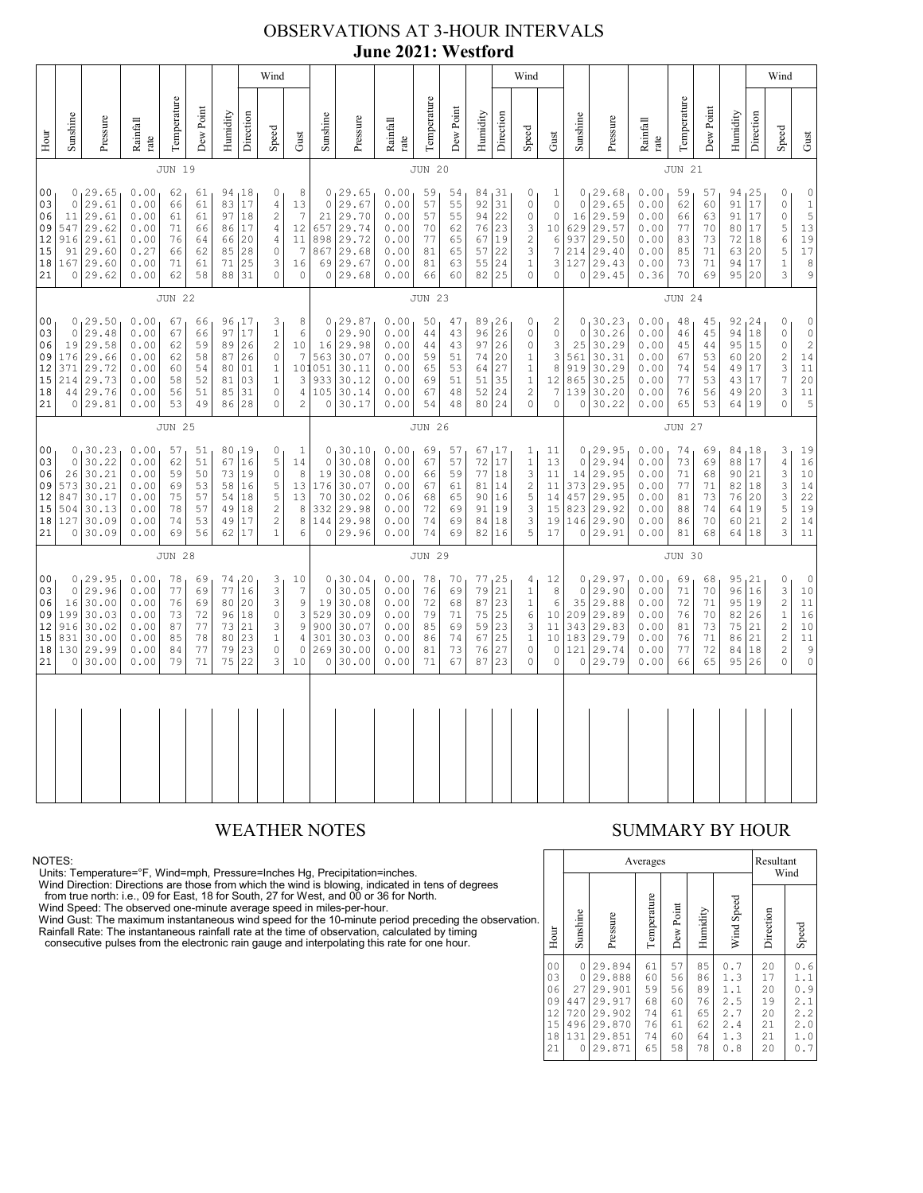# OBSERVATIONS AT 3-HOUR INTERVALS

## June 2021: Westford

### JUN 19

| Hour | Sunshine | Pressure | Rainfall rate | Temperature | Dew Point | Humidity | Wind Direction | Wind Speed | Wind Gust |
|---|---|---|---|---|---|---|---|---|---|
| 00 | 0 | 29.65 | 0.00 | 62 | 61 | 94 | 18 | 0 | 8 |
| 03 | 0 | 29.61 | 0.00 | 66 | 61 | 83 | 17 | 4 | 13 |
| 06 | 11 | 29.61 | 0.00 | 61 | 61 | 97 | 18 | 2 | 7 |
| 09 | 547 | 29.62 | 0.00 | 71 | 66 | 86 | 17 | 4 | 12 |
| 12 | 916 | 29.61 | 0.00 | 76 | 64 | 66 | 20 | 4 | 11 |
| 15 | 91 | 29.60 | 0.27 | 66 | 62 | 85 | 28 | 0 | 7 |
| 18 | 167 | 29.60 | 0.00 | 71 | 61 | 71 | 25 | 3 | 16 |
| 21 | 0 | 29.62 | 0.00 | 62 | 58 | 88 | 31 | 0 | 0 |

### JUN 20

| Hour | Sunshine | Pressure | Rainfall rate | Temperature | Dew Point | Humidity | Wind Direction | Wind Speed | Wind Gust |
|---|---|---|---|---|---|---|---|---|---|
| 00 | 0 | 29.65 | 0.00 | 59 | 54 | 84 | 31 | 0 | 1 |
| 03 | 0 | 29.67 | 0.00 | 57 | 55 | 92 | 31 | 0 | 0 |
| 06 | 21 | 29.70 | 0.00 | 57 | 55 | 94 | 22 | 0 | 0 |
| 09 | 657 | 29.74 | 0.00 | 70 | 62 | 76 | 23 | 3 | 10 |
| 12 | 898 | 29.72 | 0.00 | 77 | 65 | 67 | 19 | 2 | 6 |
| 15 | 867 | 29.68 | 0.00 | 81 | 65 | 57 | 22 | 3 | 7 |
| 18 | 69 | 29.67 | 0.00 | 81 | 63 | 55 | 24 | 1 | 3 |
| 21 | 0 | 29.68 | 0.00 | 66 | 60 | 82 | 25 | 0 | 0 |

### JUN 21

| Hour | Sunshine | Pressure | Rainfall rate | Temperature | Dew Point | Humidity | Wind Direction | Wind Speed | Wind Gust |
|---|---|---|---|---|---|---|---|---|---|
| 00 | 0 | 29.68 | 0.00 | 59 | 57 | 94 | 25 | 0 | 0 |
| 03 | 0 | 29.65 | 0.00 | 62 | 60 | 91 | 17 | 0 | 1 |
| 06 | 16 | 29.59 | 0.00 | 66 | 63 | 91 | 17 | 0 | 5 |
| 09 | 629 | 29.57 | 0.00 | 77 | 70 | 80 | 17 | 5 | 13 |
| 12 | 937 | 29.50 | 0.00 | 83 | 73 | 72 | 18 | 6 | 19 |
| 15 | 214 | 29.40 | 0.00 | 85 | 71 | 63 | 20 | 5 | 17 |
| 18 | 127 | 29.43 | 0.00 | 73 | 71 | 94 | 17 | 1 | 8 |
| 21 | 0 | 29.45 | 0.36 | 70 | 69 | 95 | 20 | 3 | 9 |

### JUN 22

| Hour | Sunshine | Pressure | Rainfall rate | Temperature | Dew Point | Humidity | Wind Direction | Wind Speed | Wind Gust |
|---|---|---|---|---|---|---|---|---|---|
| 00 | 0 | 29.50 | 0.00 | 67 | 66 | 96 | 17 | 3 | 8 |
| 03 | 0 | 29.48 | 0.00 | 67 | 66 | 97 | 17 | 1 | 6 |
| 06 | 19 | 29.58 | 0.00 | 62 | 59 | 89 | 26 | 2 | 10 |
| 09 | 176 | 29.66 | 0.00 | 62 | 58 | 87 | 26 | 0 | 7 |
| 12 | 371 | 29.72 | 0.00 | 60 | 54 | 80 | 01 | 1 | 10 |
| 15 | 214 | 29.73 | 0.00 | 58 | 52 | 81 | 03 | 1 | 3 |
| 18 | 44 | 29.76 | 0.00 | 56 | 51 | 85 | 31 | 0 | 4 |
| 21 | 0 | 29.81 | 0.00 | 53 | 49 | 86 | 28 | 0 | 2 |

### JUN 23

| Hour | Sunshine | Pressure | Rainfall rate | Temperature | Dew Point | Humidity | Wind Direction | Wind Speed | Wind Gust |
|---|---|---|---|---|---|---|---|---|---|
| 00 | 0 | 29.87 | 0.00 | 50 | 47 | 89 | 26 | 0 | 2 |
| 03 | 0 | 29.90 | 0.00 | 44 | 43 | 96 | 26 | 0 | 0 |
| 06 | 16 | 29.98 | 0.00 | 44 | 43 | 97 | 26 | 0 | 3 |
| 09 | 563 | 30.07 | 0.00 | 59 | 51 | 74 | 20 | 1 | 3 |
| 12 | 1051 | 30.11 | 0.00 | 65 | 53 | 64 | 27 | 1 | 8 |
| 15 | 933 | 30.12 | 0.00 | 69 | 51 | 51 | 35 | 1 | 12 |
| 18 | 105 | 30.14 | 0.00 | 67 | 48 | 52 | 24 | 2 | 7 |
| 21 | 0 | 30.17 | 0.00 | 54 | 48 | 80 | 24 | 0 | 0 |

### JUN 24

| Hour | Sunshine | Pressure | Rainfall rate | Temperature | Dew Point | Humidity | Wind Direction | Wind Speed | Wind Gust |
|---|---|---|---|---|---|---|---|---|---|
| 00 | 0 | 30.23 | 0.00 | 48 | 45 | 92 | 24 | 0 | 0 |
| 03 | 0 | 30.26 | 0.00 | 46 | 45 | 94 | 18 | 0 | 0 |
| 06 | 25 | 30.29 | 0.00 | 45 | 44 | 95 | 15 | 0 | 2 |
| 09 | 561 | 30.31 | 0.00 | 67 | 53 | 60 | 20 | 2 | 14 |
| 12 | 919 | 30.29 | 0.00 | 74 | 54 | 49 | 17 | 3 | 11 |
| 15 | 865 | 30.25 | 0.00 | 77 | 53 | 43 | 17 | 7 | 20 |
| 18 | 139 | 30.20 | 0.00 | 76 | 56 | 49 | 20 | 3 | 11 |
| 21 | 0 | 30.22 | 0.00 | 65 | 53 | 64 | 19 | 0 | 5 |

### JUN 25

| Hour | Sunshine | Pressure | Rainfall rate | Temperature | Dew Point | Humidity | Wind Direction | Wind Speed | Wind Gust |
|---|---|---|---|---|---|---|---|---|---|
| 00 | 0 | 30.23 | 0.00 | 57 | 51 | 80 | 19 | 0 | 1 |
| 03 | 0 | 30.22 | 0.00 | 62 | 51 | 67 | 16 | 5 | 14 |
| 06 | 26 | 30.21 | 0.00 | 59 | 50 | 73 | 19 | 0 | 8 |
| 09 | 573 | 30.21 | 0.00 | 69 | 53 | 58 | 16 | 5 | 13 |
| 12 | 847 | 30.17 | 0.00 | 75 | 57 | 54 | 18 | 5 | 13 |
| 15 | 504 | 30.13 | 0.00 | 78 | 57 | 49 | 18 | 2 | 8 |
| 18 | 127 | 30.09 | 0.00 | 74 | 53 | 49 | 17 | 2 | 8 |
| 21 | 0 | 30.09 | 0.00 | 69 | 56 | 62 | 17 | 1 | 6 |

### JUN 26

| Hour | Sunshine | Pressure | Rainfall rate | Temperature | Dew Point | Humidity | Wind Direction | Wind Speed | Wind Gust |
|---|---|---|---|---|---|---|---|---|---|
| 00 | 0 | 30.10 | 0.00 | 69 | 57 | 67 | 17 | 1 | 11 |
| 03 | 0 | 30.08 | 0.00 | 67 | 57 | 72 | 17 | 1 | 13 |
| 06 | 19 | 30.08 | 0.00 | 66 | 59 | 77 | 18 | 3 | 11 |
| 09 | 176 | 30.07 | 0.00 | 67 | 61 | 81 | 14 | 3 | 11 |
| 12 | 70 | 30.02 | 0.06 | 68 | 65 | 90 | 16 | 5 | 14 |
| 15 | 332 | 29.98 | 0.00 | 72 | 69 | 91 | 19 | 3 | 15 |
| 18 | 144 | 29.98 | 0.00 | 74 | 69 | 84 | 18 | 3 | 19 |
| 21 | 0 | 29.96 | 0.00 | 74 | 69 | 82 | 16 | 5 | 17 |

### JUN 27

| Hour | Sunshine | Pressure | Rainfall rate | Temperature | Dew Point | Humidity | Wind Direction | Wind Speed | Wind Gust |
|---|---|---|---|---|---|---|---|---|---|
| 00 | 0 | 29.95 | 0.00 | 74 | 69 | 84 | 18 | 3 | 19 |
| 03 | 0 | 29.94 | 0.00 | 73 | 69 | 88 | 17 | 4 | 16 |
| 06 | 14 | 29.95 | 0.00 | 71 | 68 | 90 | 21 | 3 | 10 |
| 09 | 373 | 29.95 | 0.00 | 77 | 71 | 82 | 18 | 3 | 14 |
| 12 | 457 | 29.95 | 0.00 | 81 | 73 | 76 | 20 | 3 | 22 |
| 15 | 823 | 29.92 | 0.00 | 88 | 74 | 64 | 19 | 5 | 19 |
| 18 | 146 | 29.90 | 0.00 | 86 | 70 | 60 | 21 | 2 | 14 |
| 21 | 0 | 29.91 | 0.00 | 81 | 68 | 64 | 18 | 3 | 11 |

### JUN 28

| Hour | Sunshine | Pressure | Rainfall rate | Temperature | Dew Point | Humidity | Wind Direction | Wind Speed | Wind Gust |
|---|---|---|---|---|---|---|---|---|---|
| 00 | 0 | 29.95 | 0.00 | 78 | 69 | 74 | 20 | 3 | 10 |
| 03 | 0 | 29.96 | 0.00 | 77 | 69 | 77 | 16 | 3 | 7 |
| 06 | 16 | 30.00 | 0.00 | 76 | 69 | 80 | 20 | 3 | 9 |
| 09 | 199 | 30.03 | 0.00 | 73 | 72 | 96 | 18 | 0 | 3 |
| 12 | 916 | 30.02 | 0.00 | 87 | 77 | 73 | 21 | 3 | 9 |
| 15 | 831 | 30.00 | 0.00 | 85 | 78 | 80 | 23 | 1 | 4 |
| 18 | 130 | 29.99 | 0.00 | 84 | 77 | 79 | 23 | 0 | 0 |
| 21 | 0 | 30.00 | 0.00 | 79 | 71 | 75 | 22 | 3 | 10 |

### JUN 29

| Hour | Sunshine | Pressure | Rainfall rate | Temperature | Dew Point | Humidity | Wind Direction | Wind Speed | Wind Gust |
|---|---|---|---|---|---|---|---|---|---|
| 00 | 0 | 30.04 | 0.00 | 78 | 70 | 77 | 25 | 4 | 12 |
| 03 | 0 | 30.05 | 0.00 | 76 | 69 | 79 | 21 | 1 | 8 |
| 06 | 19 | 30.08 | 0.00 | 72 | 68 | 87 | 23 | 1 | 6 |
| 09 | 529 | 30.09 | 0.00 | 79 | 71 | 75 | 25 | 6 | 10 |
| 12 | 900 | 30.07 | 0.00 | 85 | 69 | 59 | 23 | 3 | 11 |
| 15 | 301 | 30.03 | 0.00 | 86 | 74 | 67 | 25 | 1 | 10 |
| 18 | 269 | 30.00 | 0.00 | 81 | 73 | 76 | 27 | 0 | 0 |
| 21 | 0 | 30.00 | 0.00 | 71 | 67 | 87 | 23 | 0 | 0 |

### JUN 30

| Hour | Sunshine | Pressure | Rainfall rate | Temperature | Dew Point | Humidity | Wind Direction | Wind Speed | Wind Gust |
|---|---|---|---|---|---|---|---|---|---|
| 00 | 0 | 29.97 | 0.00 | 69 | 68 | 95 | 21 | 0 | 0 |
| 03 | 0 | 29.90 | 0.00 | 71 | 70 | 96 | 16 | 3 | 10 |
| 06 | 35 | 29.88 | 0.00 | 72 | 71 | 95 | 19 | 2 | 11 |
| 09 | 209 | 29.89 | 0.00 | 76 | 70 | 82 | 26 | 1 | 16 |
| 12 | 343 | 29.83 | 0.00 | 81 | 73 | 75 | 21 | 2 | 10 |
| 15 | 183 | 29.79 | 0.00 | 76 | 71 | 86 | 21 | 2 | 11 |
| 18 | 121 | 29.74 | 0.00 | 77 | 72 | 84 | 18 | 2 | 9 |
| 21 | 0 | 29.79 | 0.00 | 66 | 65 | 95 | 26 | 0 | 0 |

## WEATHER NOTES

NOTES:
Units: Temperature=°F, Wind=mph, Pressure=Inches Hg, Precipitation=inches.
Wind Direction: Directions are those from which the wind is blowing, indicated in tens of degrees from true north: i.e., 09 for East, 18 for South, 27 for West, and 00 or 36 for North.
Wind Speed: The observed one-minute average speed in miles-per-hour.
Wind Gust: The maximum instantaneous wind speed for the 10-minute period preceding the observation.
Rainfall Rate: The instantaneous rainfall rate at the time of observation, calculated by timing consecutive pulses from the electronic rain gauge and interpolating this rate for one hour.

## SUMMARY BY HOUR

| Hour | Averages | | | | | | Resultant Wind | |
|---|---|---|---|---|---|---|---|---|
| | Sunshine | Pressure | Temperature | Dew Point | Humidity | Wind Speed | Direction | Speed |
| 00 | 0 | 29.894 | 61 | 57 | 85 | 0.7 | 20 | 0.6 |
| 03 | 0 | 29.888 | 60 | 56 | 86 | 1.3 | 17 | 1.1 |
| 06 | 27 | 29.901 | 59 | 56 | 89 | 1.1 | 20 | 0.9 |
| 09 | 447 | 29.917 | 68 | 60 | 76 | 2.5 | 19 | 2.1 |
| 12 | 720 | 29.902 | 74 | 61 | 65 | 2.7 | 20 | 2.2 |
| 15 | 496 | 29.870 | 76 | 61 | 62 | 2.4 | 21 | 2.0 |
| 18 | 131 | 29.851 | 74 | 60 | 64 | 1.3 | 21 | 1.0 |
| 21 | 0 | 29.871 | 65 | 58 | 78 | 0.8 | 20 | 0.7 |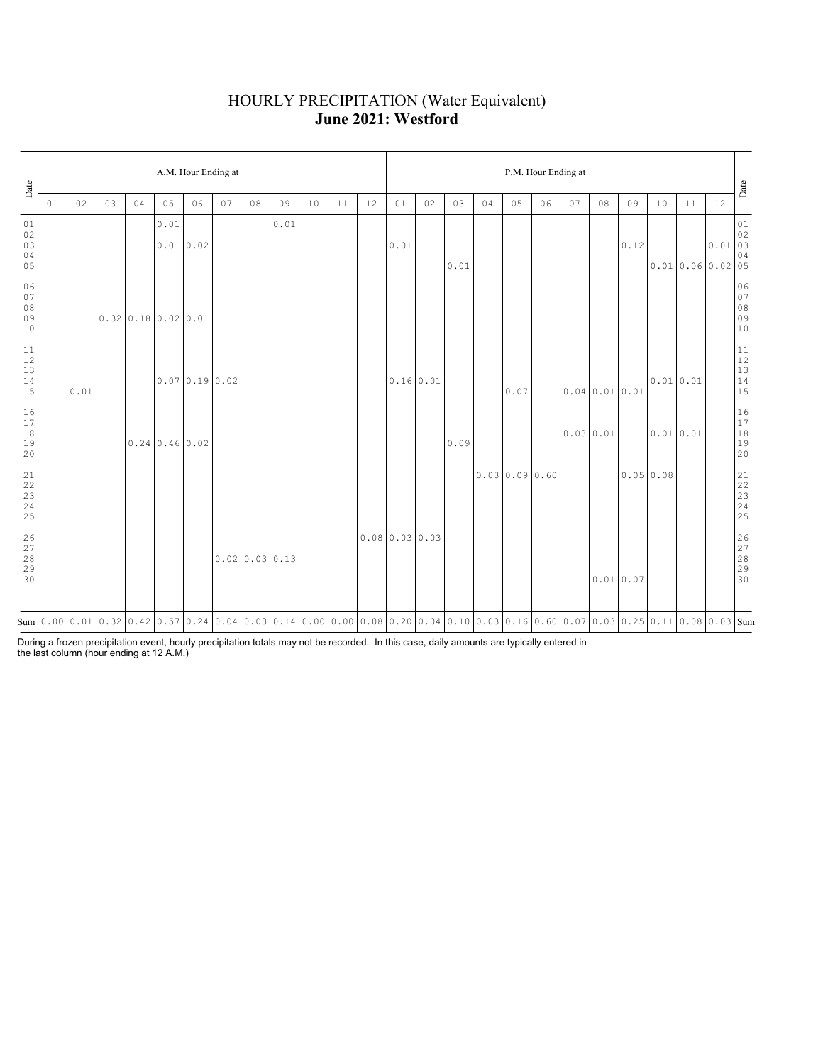# HOURLY PRECIPITATION (Water Equivalent)
## **June 2021: Westford**

| Date | A.M. Hour Ending at | | | | | | | | | | | | P.M. Hour Ending at | | | | | | | | | | | | Date |
|---|---|---|---|---|---|---|---|---|---|---|---|---|---|---|---|---|---|---|---|---|---|---|---|---|---|
| | 01 | 02 | 03 | 04 | 05 | 06 | 07 | 08 | 09 | 10 | 11 | 12 | 01 | 02 | 03 | 04 | 05 | 06 | 07 | 08 | 09 | 10 | 11 | 12 | |
| 01 | | | | | 0.01 | | | | 0.01 | | | | | | | | | | | | | | | | 01 |
| 02 | | | | | | | | | | | | | | | | | | | | | | | | | 02 |
| 03 | | | | | 0.01 | 0.02 | | | | | | | 0.01 | | | | | | | | 0.12 | | | 0.01 | 03 |
| 04 | | | | | | | | | | | | | | | | | | | | | | | | | 04 |
| 05 | | | | | | | | | | | | | | | 0.01 | | | | | | | 0.01 | 0.06 | 0.02 | 05 |
| 06 | | | | | | | | | | | | | | | | | | | | | | | | | 06 |
| 07 | | | | | | | | | | | | | | | | | | | | | | | | | 07 |
| 08 | | | | | | | | | | | | | | | | | | | | | | | | | 08 |
| 09 | | | 0.32 | 0.18 | 0.02 | 0.01 | | | | | | | | | | | | | | | | | | | 09 |
| 10 | | | | | | | | | | | | | | | | | | | | | | | | | 10 |
| 11 | | | | | | | | | | | | | | | | | | | | | | | | | 11 |
| 12 | | | | | | | | | | | | | | | | | | | | | | | | | 12 |
| 13 | | | | | | | | | | | | | | | | | | | | | | | | | 13 |
| 14 | | | | | 0.07 | 0.19 | 0.02 | | | | | | 0.16 | 0.01 | | | | | | | | 0.01 | 0.01 | | 14 |
| 15 | | 0.01 | | | | | | | | | | | | | | | 0.07 | | 0.04 | 0.01 | 0.01 | | | | 15 |
| 16 | | | | | | | | | | | | | | | | | | | | | | | | | 16 |
| 17 | | | | | | | | | | | | | | | | | | | | | | | | | 17 |
| 18 | | | | | | | | | | | | | | | | | | | 0.03 | 0.01 | | 0.01 | 0.01 | | 18 |
| 19 | | | | 0.24 | 0.46 | 0.02 | | | | | | | | | 0.09 | | | | | | | | | | 19 |
| 20 | | | | | | | | | | | | | | | | | | | | | | | | | 20 |
| 21 | | | | | | | | | | | | | | | | 0.03 | 0.09 | 0.60 | | | 0.05 | 0.08 | | | 21 |
| 22 | | | | | | | | | | | | | | | | | | | | | | | | | 22 |
| 23 | | | | | | | | | | | | | | | | | | | | | | | | | 23 |
| 24 | | | | | | | | | | | | | | | | | | | | | | | | | 24 |
| 25 | | | | | | | | | | | | | | | | | | | | | | | | | 25 |
| 26 | | | | | | | | | | | | 0.08 | 0.03 | 0.03 | | | | | | | | | | | 26 |
| 27 | | | | | | | | | | | | | | | | | | | | | | | | | 27 |
| 28 | | | | | | | 0.02 | 0.03 | 0.13 | | | | | | | | | | | | | | | | 28 |
| 29 | | | | | | | | | | | | | | | | | | | | | | | | | 29 |
| 30 | | | | | | | | | | | | | | | | | | | | 0.01 | 0.07 | | | | 30 |
| Sum | 0.00 | 0.01 | 0.32 | 0.42 | 0.57 | 0.24 | 0.04 | 0.03 | 0.14 | 0.00 | 0.00 | 0.08 | 0.20 | 0.04 | 0.10 | 0.03 | 0.16 | 0.60 | 0.07 | 0.03 | 0.25 | 0.11 | 0.08 | 0.03 | Sum |

During a frozen precipitation event, hourly precipitation totals may not be recorded. In this case, daily amounts are typically entered in the last column (hour ending at 12 A.M.)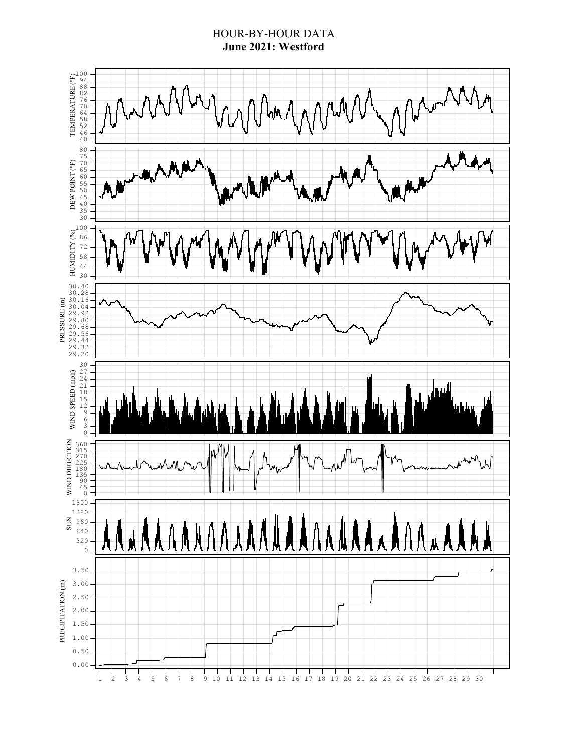# HOUR-BY-HOUR DATA

## June 2021: Westford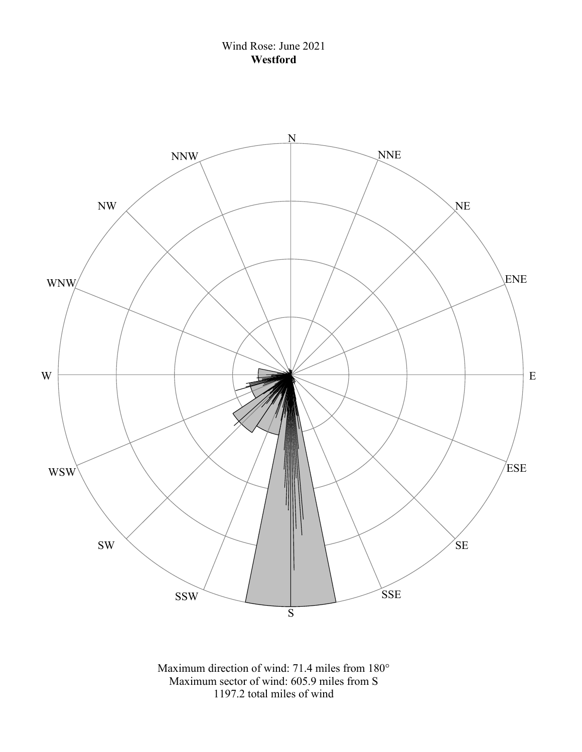Wind Rose: June 2021

**Westford**

N

NNE

NE

ENE

E

ESE

SE

SSE

S

SSW

SW

WSW

W

WNW

NW

NNW

Maximum direction of wind: 71.4 miles from 180°

Maximum sector of wind: 605.9 miles from S

1197.2 total miles of wind